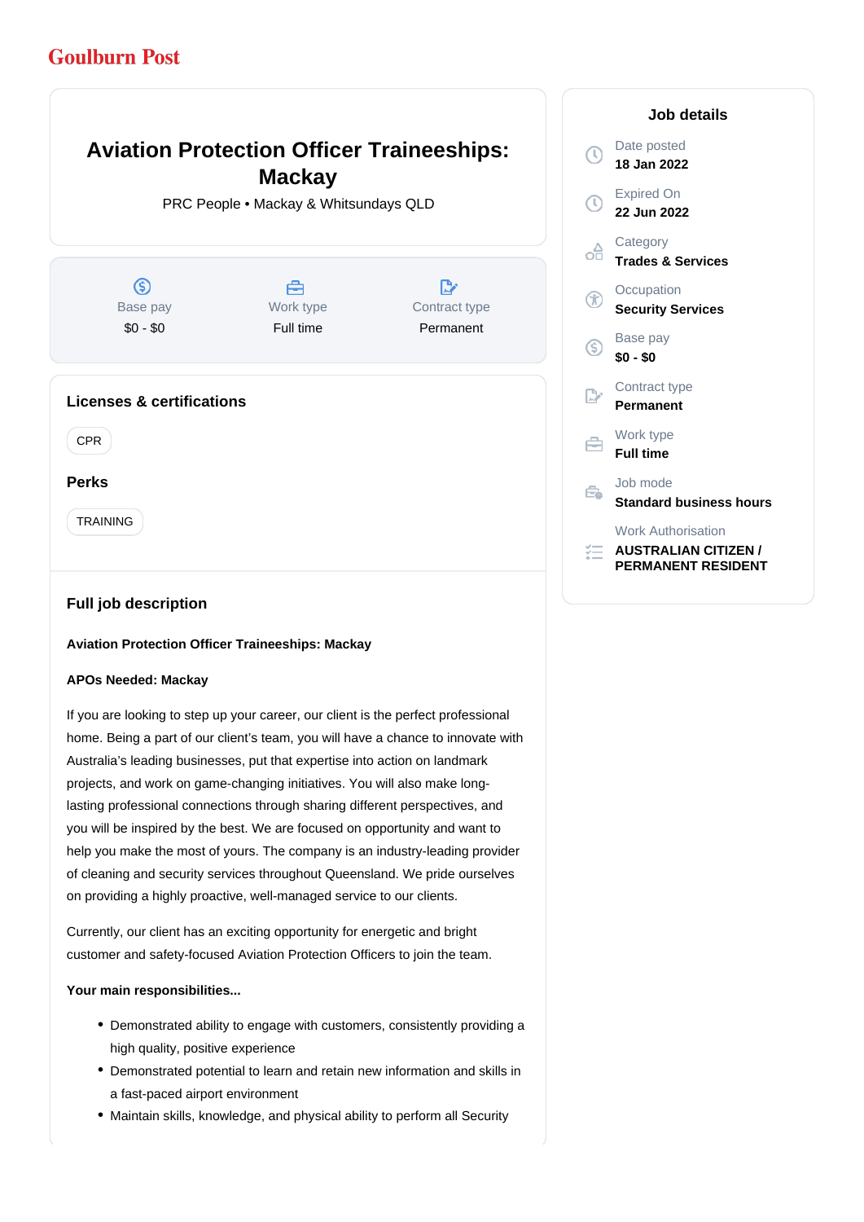Goulburn Post

# Aviation Protection Officer Traineeships: Mackay

PRC People • Mackay & Whitsundays QLD

| Base pay | Work type | Contract type |
| --- | --- | --- |
| $0 - $0 | Full time | Permanent |

## Licenses & certifications

CPR

## Perks

TRAINING

## Job details

Date posted
**18 Jan 2022**

Expired On
**22 Jun 2022**

Category
**Trades & Services**

Occupation
**Security Services**

Base pay
**$0 - $0**

Contract type
**Permanent**

Work type
**Full time**

Job mode
**Standard business hours**

Work Authorisation
**AUSTRALIAN CITIZEN / PERMANENT RESIDENT**

## Full job description

**Aviation Protection Officer Traineeships: Mackay**

**APOs Needed: Mackay**

If you are looking to step up your career, our client is the perfect professional home. Being a part of our client's team, you will have a chance to innovate with Australia's leading businesses, put that expertise into action on landmark projects, and work on game-changing initiatives. You will also make long-lasting professional connections through sharing different perspectives, and you will be inspired by the best. We are focused on opportunity and want to help you make the most of yours. The company is an industry-leading provider of cleaning and security services throughout Queensland. We pride ourselves on providing a highly proactive, well-managed service to our clients.

Currently, our client has an exciting opportunity for energetic and bright customer and safety-focused Aviation Protection Officers to join the team.

**Your main responsibilities...**

- Demonstrated ability to engage with customers, consistently providing a high quality, positive experience
- Demonstrated potential to learn and retain new information and skills in a fast-paced airport environment
- Maintain skills, knowledge, and physical ability to perform all Security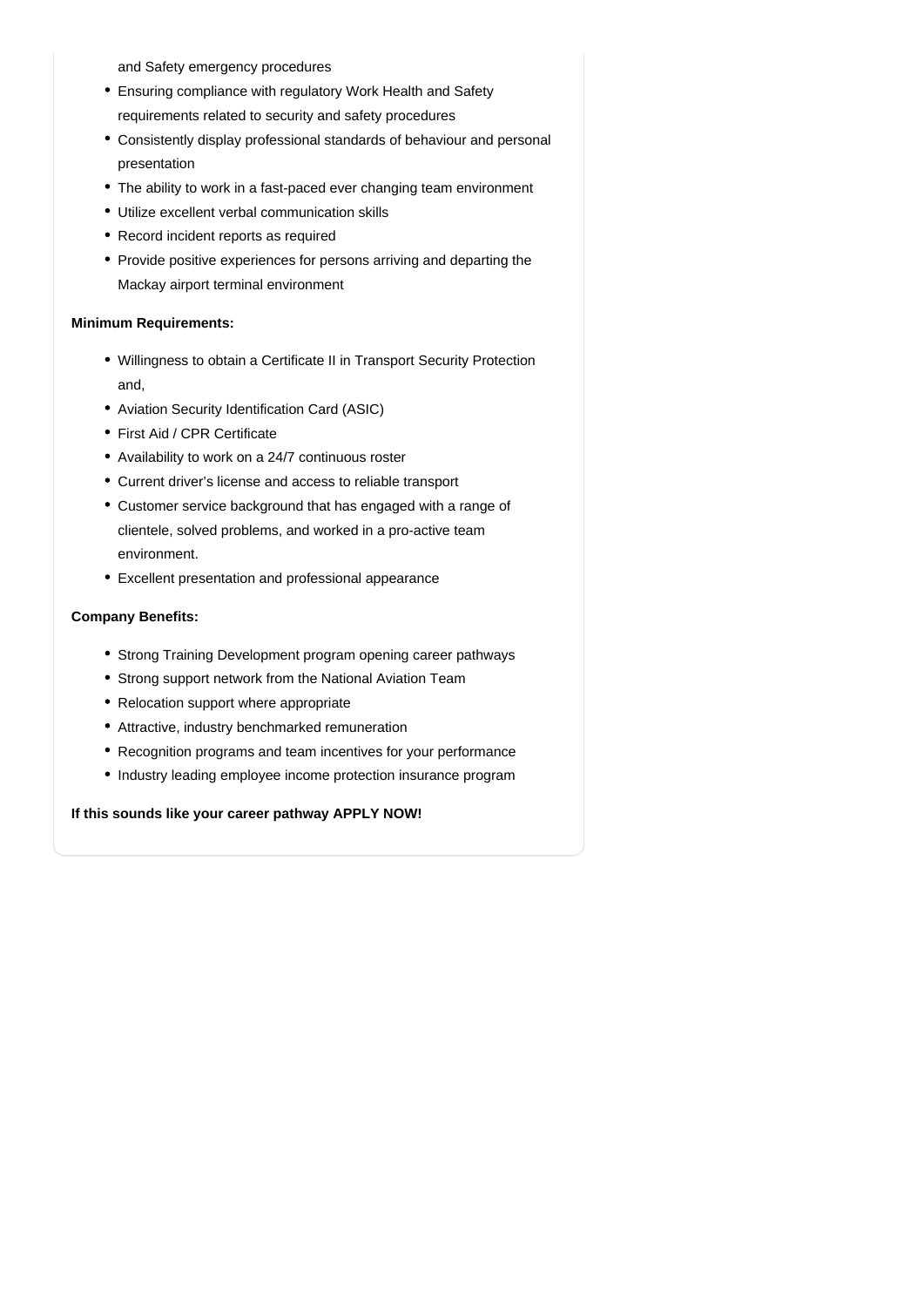and Safety emergency procedures

- Ensuring compliance with regulatory Work Health and Safety requirements related to security and safety procedures
- Consistently display professional standards of behaviour and personal presentation
- The ability to work in a fast-paced ever changing team environment
- Utilize excellent verbal communication skills
- Record incident reports as required
- Provide positive experiences for persons arriving and departing the Mackay airport terminal environment

**Minimum Requirements:**

- Willingness to obtain a Certificate II in Transport Security Protection and,
- Aviation Security Identification Card (ASIC)
- First Aid / CPR Certificate
- Availability to work on a 24/7 continuous roster
- Current driver's license and access to reliable transport
- Customer service background that has engaged with a range of clientele, solved problems, and worked in a pro-active team environment.
- Excellent presentation and professional appearance

**Company Benefits:**

- Strong Training Development program opening career pathways
- Strong support network from the National Aviation Team
- Relocation support where appropriate
- Attractive, industry benchmarked remuneration
- Recognition programs and team incentives for your performance
- Industry leading employee income protection insurance program

**If this sounds like your career pathway APPLY NOW!**